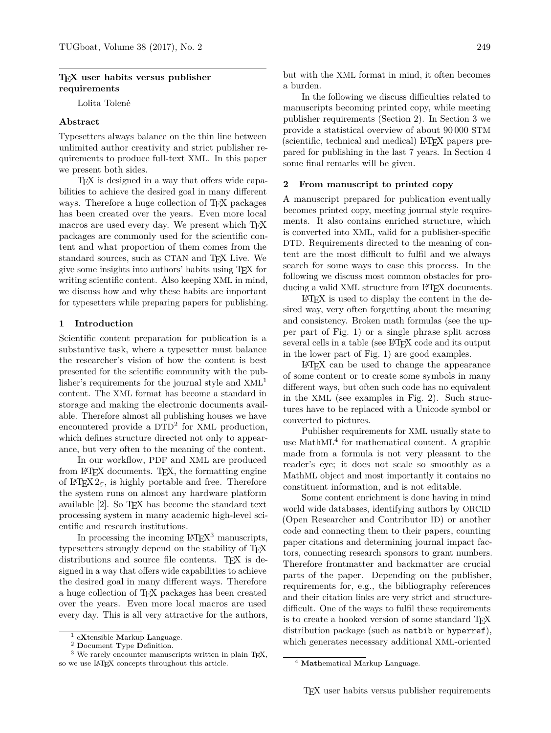# TeX user habits versus publisher requirements

Lolita Tolenė

## Abstract

Typesetters always balance on the thin line between unlimited author creativity and strict publisher requirements to produce full-text XML. In this paper we present both sides.

TeX is designed in a way that offers wide capabilities to achieve the desired goal in many different ways. Therefore a huge collection of TeX packages has been created over the years. Even more local macros are used every day. We present which TeX packages are commonly used for the scientific content and what proportion of them comes from the standard sources, such as CTAN and TeX Live. We give some insights into authors' habits using TeX for writing scientific content. Also keeping XML in mind, we discuss how and why these habits are important for typesetters while preparing papers for publishing.

## 1 Introduction

Scientific content preparation for publication is a substantive task, where a typesetter must balance the researcher's vision of how the content is best presented for the scientific community with the publisher's requirements for the journal style and XML[1] content. The XML format has become a standard in storage and making the electronic documents available. Therefore almost all publishing houses we have encountered provide a DTD[2] for XML production, which defines structure directed not only to appearance, but very often to the meaning of the content.

In our workflow, PDF and XML are produced from LaTeX documents. TeX, the formatting engine of LaTeX $2_\varepsilon$, is highly portable and free. Therefore the system runs on almost any hardware platform available [2]. So TeX has become the standard text processing system in many academic high-level scientific and research institutions.

In processing the incoming LaTeX[3] manuscripts, typesetters strongly depend on the stability of TeX distributions and source file contents. TeX is designed in a way that offers wide capabilities to achieve the desired goal in many different ways. Therefore a huge collection of TeX packages has been created over the years. Even more local macros are used every day. This is all very attractive for the authors, but with the XML format in mind, it often becomes a burden.

In the following we discuss difficulties related to manuscripts becoming printed copy, while meeting publisher requirements (Section 2). In Section 3 we provide a statistical overview of about 90 000 STM (scientific, technical and medical) LaTeX papers prepared for publishing in the last 7 years. In Section 4 some final remarks will be given.

## 2 From manuscript to printed copy

A manuscript prepared for publication eventually becomes printed copy, meeting journal style requirements. It also contains enriched structure, which is converted into XML, valid for a publisher-specific DTD. Requirements directed to the meaning of content are the most difficult to fulfil and we always search for some ways to ease this process. In the following we discuss most common obstacles for producing a valid XML structure from LaTeX documents.

LaTeX is used to display the content in the desired way, very often forgetting about the meaning and consistency. Broken math formulas (see the upper part of Fig. 1) or a single phrase split across several cells in a table (see LaTeX code and its output in the lower part of Fig. 1) are good examples.

LaTeX can be used to change the appearance of some content or to create some symbols in many different ways, but often such code has no equivalent in the XML (see examples in Fig. 2). Such structures have to be replaced with a Unicode symbol or converted to pictures.

Publisher requirements for XML usually state to use MathML[4] for mathematical content. A graphic made from a formula is not very pleasant to the reader's eye; it does not scale so smoothly as a MathML object and most importantly it contains no constituent information, and is not editable.

Some content enrichment is done having in mind world wide databases, identifying authors by ORCID (Open Researcher and Contributor ID) or another code and connecting them to their papers, counting paper citations and determining journal impact factors, connecting research sponsors to grant numbers. Therefore frontmatter and backmatter are crucial parts of the paper. Depending on the publisher, requirements for, e.g., the bibliography references and their citation links are very strict and structure-difficult. One of the ways to fulfil these requirements is to create a hooked version of some standard TeX distribution package (such as `natbib` or `hyperref`), which generates necessary additional XML-oriented

---

[1] e**X**tensible **M**arkup **L**anguage.

[2] **D**ocument **T**ype **D**efinition.

[3] We rarely encounter manuscripts written in plain TeX, so we use LaTeX concepts throughout this article.

[4] **Math**ematical **M**arkup **L**anguage.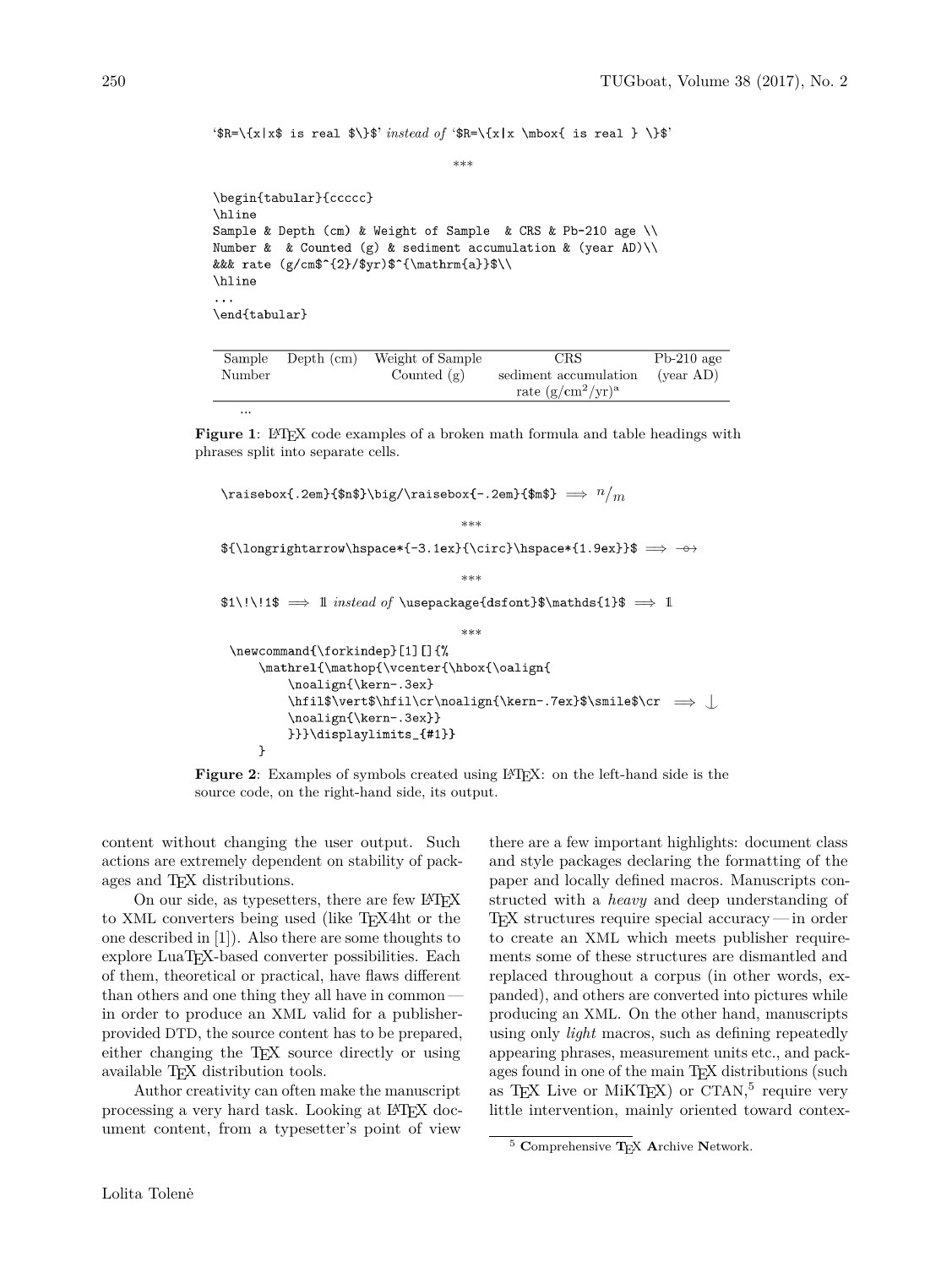`$R=\{x|x$ is real $\}$` *instead of* `$R=\{x|x \mbox{ is real } \}$`

\*\*\*

```
\begin{tabular}{ccccc}
\hline
Sample & Depth (cm) & Weight of Sample  & CRS & Pb-210 age \\
Number &  & Counted (g) & sediment accumulation & (year AD)\\
&&& rate (g/cm$^{2}/$yr)$^{\mathrm{a}}$\\
\hline
...
\end{tabular}
```

| Sample | Depth (cm) | Weight of Sample | CRS | Pb-210 age |
|---|---|---|---|---|
| Number | | Counted (g) | sediment accumulation | (year AD) |
| | | | rate (g/cm$^2$/yr)$^{\mathrm{a}}$ | |

...

**Figure 1**: LaTeX code examples of a broken math formula and table headings with phrases split into separate cells.

`\raisebox{.2em}{$n$}\big/\raisebox{-.2em}{$m$}` $\Longrightarrow$ $^n/_m$

\*\*\*

`${\longrightarrow\hspace*{-3.1ex}{\circ}\hspace*{1.9ex}}$` $\Longrightarrow$ $\longrightarrow\hspace{-3.1ex}{\circ}\hspace{1.9ex}$

\*\*\*

`$1\!\!1$` $\Longrightarrow$ $1\!\!1$ *instead of* `\usepackage{dsfont}$\mathds{1}$` $\Longrightarrow$ 𝟙

\*\*\*

```
\newcommand{\forkindep}[1][]{%
    \mathrel{\mathop{\vcenter{\hbox{\oalign{
        \noalign{\kern-.3ex}
        \hfil$\vert$\hfil\cr\noalign{\kern-.7ex}$\smile$\cr
        \noalign{\kern-.3ex}}
        }}}\displaylimits_{#1}}
    }
```
$\Longrightarrow$ $\smile\!\!\!\!\mid$

**Figure 2**: Examples of symbols created using LaTeX: on the left-hand side is the source code, on the right-hand side, its output.

content without changing the user output. Such actions are extremely dependent on stability of packages and TeX distributions.

On our side, as typesetters, there are few LaTeX to XML converters being used (like TeX4ht or the one described in [1]). Also there are some thoughts to explore LuaTeX-based converter possibilities. Each of them, theoretical or practical, have flaws different than others and one thing they all have in common — in order to produce an XML valid for a publisher-provided DTD, the source content has to be prepared, either changing the TeX source directly or using available TeX distribution tools.

Author creativity can often make the manuscript processing a very hard task. Looking at LaTeX document content, from a typesetter's point of view there are a few important highlights: document class and style packages declaring the formatting of the paper and locally defined macros. Manuscripts constructed with a *heavy* and deep understanding of TeX structures require special accuracy — in order to create an XML which meets publisher requirements some of these structures are dismantled and replaced throughout a corpus (in other words, expanded), and others are converted into pictures while producing an XML. On the other hand, manuscripts using only *light* macros, such as defining repeatedly appearing phrases, measurement units etc., and packages found in one of the main TeX distributions (such as TeX Live or MiKTeX) or CTAN,[5] require very little intervention, mainly oriented toward contex-

[5] **C**omprehensive **T**eX **A**rchive **N**etwork.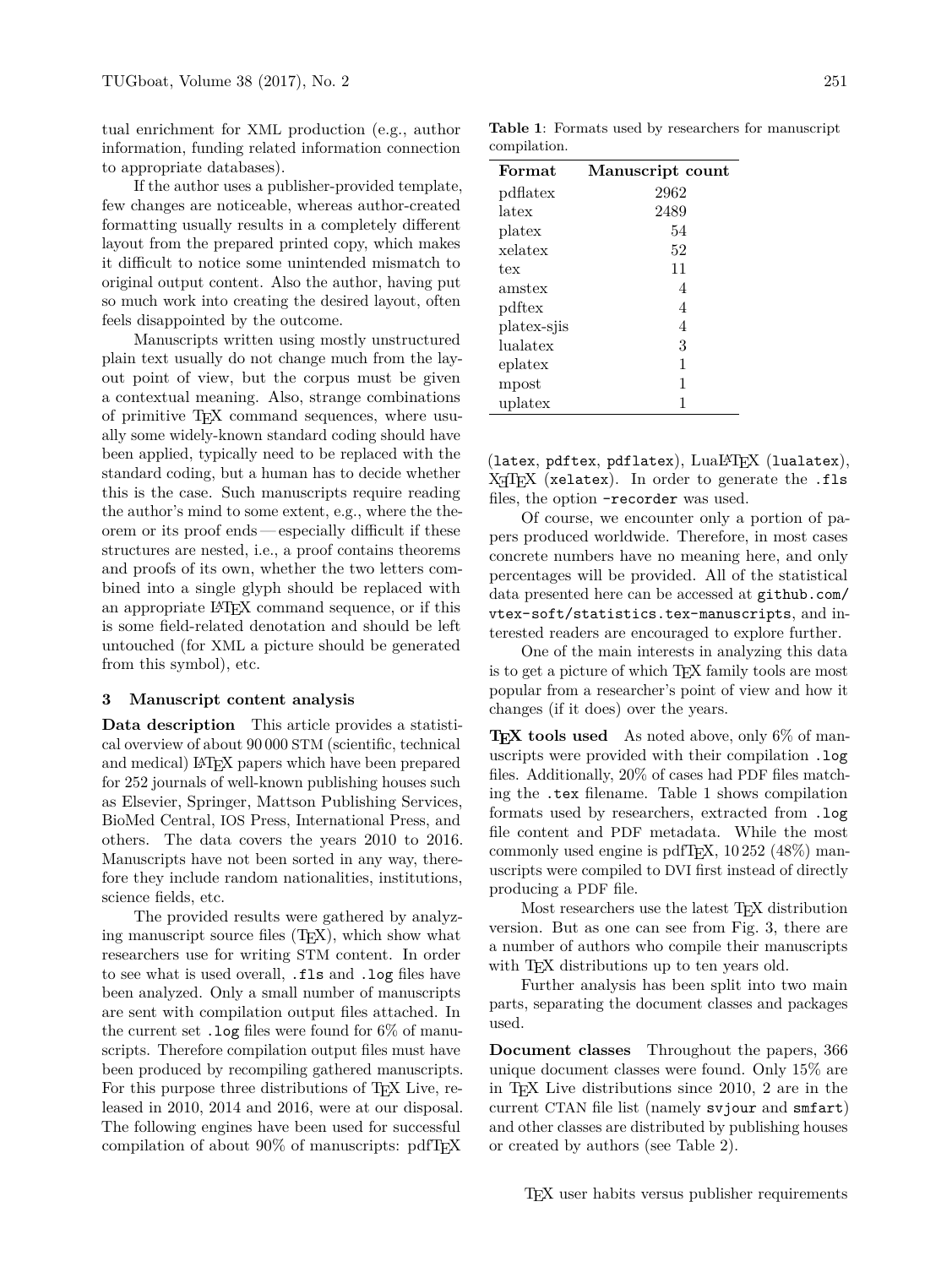tual enrichment for XML production (e.g., author information, funding related information connection to appropriate databases).

If the author uses a publisher-provided template, few changes are noticeable, whereas author-created formatting usually results in a completely different layout from the prepared printed copy, which makes it difficult to notice some unintended mismatch to original output content. Also the author, having put so much work into creating the desired layout, often feels disappointed by the outcome.

Manuscripts written using mostly unstructured plain text usually do not change much from the layout point of view, but the corpus must be given a contextual meaning. Also, strange combinations of primitive TEX command sequences, where usually some widely-known standard coding should have been applied, typically need to be replaced with the standard coding, but a human has to decide whether this is the case. Such manuscripts require reading the author's mind to some extent, e.g., where the theorem or its proof ends — especially difficult if these structures are nested, i.e., a proof contains theorems and proofs of its own, whether the two letters combined into a single glyph should be replaced with an appropriate LATEX command sequence, or if this is some field-related denotation and should be left untouched (for XML a picture should be generated from this symbol), etc.

## 3 Manuscript content analysis

**Data description** This article provides a statistical overview of about 90 000 STM (scientific, technical and medical) LATEX papers which have been prepared for 252 journals of well-known publishing houses such as Elsevier, Springer, Mattson Publishing Services, BioMed Central, IOS Press, International Press, and others. The data covers the years 2010 to 2016. Manuscripts have not been sorted in any way, therefore they include random nationalities, institutions, science fields, etc.

The provided results were gathered by analyzing manuscript source files (TEX), which show what researchers use for writing STM content. In order to see what is used overall, `.fls` and `.log` files have been analyzed. Only a small number of manuscripts are sent with compilation output files attached. In the current set `.log` files were found for 6% of manuscripts. Therefore compilation output files must have been produced by recompiling gathered manuscripts. For this purpose three distributions of TEX Live, released in 2010, 2014 and 2016, were at our disposal. The following engines have been used for successful compilation of about 90% of manuscripts: pdfTEX (`latex`, `pdftex`, `pdflatex`), LuaLATEX (`lualatex`), XƎTEX (`xelatex`). In order to generate the `.fls` files, the option `-recorder` was used.

**Table 1**: Formats used by researchers for manuscript compilation.

| Format | Manuscript count |
|---|---|
| pdflatex | 2962 |
| latex | 2489 |
| platex | 54 |
| xelatex | 52 |
| tex | 11 |
| amstex | 4 |
| pdftex | 4 |
| platex-sjis | 4 |
| lualatex | 3 |
| eplatex | 1 |
| mpost | 1 |
| uplatex | 1 |

Of course, we encounter only a portion of papers produced worldwide. Therefore, in most cases concrete numbers have no meaning here, and only percentages will be provided. All of the statistical data presented here can be accessed at `github.com/vtex-soft/statistics.tex-manuscripts`, and interested readers are encouraged to explore further.

One of the main interests in analyzing this data is to get a picture of which TEX family tools are most popular from a researcher's point of view and how it changes (if it does) over the years.

**TEX tools used** As noted above, only 6% of manuscripts were provided with their compilation `.log` files. Additionally, 20% of cases had PDF files matching the `.tex` filename. Table 1 shows compilation formats used by researchers, extracted from `.log` file content and PDF metadata. While the most commonly used engine is pdfTEX, 10 252 (48%) manuscripts were compiled to DVI first instead of directly producing a PDF file.

Most researchers use the latest TEX distribution version. But as one can see from Fig. 3, there are a number of authors who compile their manuscripts with TEX distributions up to ten years old.

Further analysis has been split into two main parts, separating the document classes and packages used.

**Document classes** Throughout the papers, 366 unique document classes were found. Only 15% are in TEX Live distributions since 2010, 2 are in the current CTAN file list (namely `svjour` and `smfart`) and other classes are distributed by publishing houses or created by authors (see Table 2).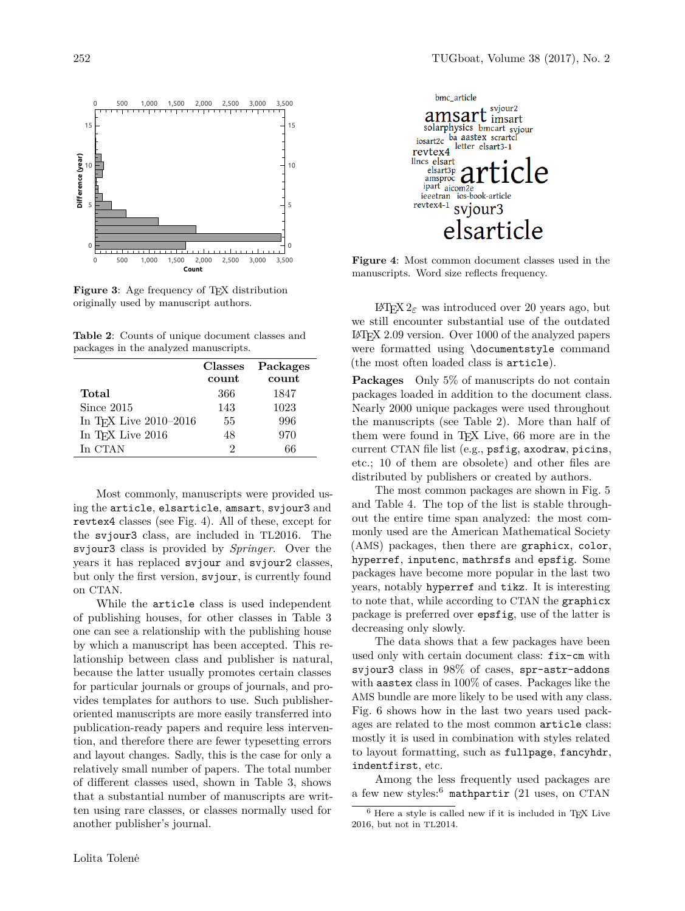**Figure 3**: Age frequency of TeX distribution originally used by manuscript authors.

**Table 2**: Counts of unique document classes and packages in the analyzed manuscripts.

| | Classes count | Packages count |
|---|---|---|
| **Total** | 366 | 1847 |
| Since 2015 | 143 | 1023 |
| In TeX Live 2010–2016 | 55 | 996 |
| In TeX Live 2016 | 48 | 970 |
| In CTAN | 2 | 66 |

Most commonly, manuscripts were provided using the `article`, `elsarticle`, `amsart`, `svjour3` and `revtex4` classes (see Fig. 4). All of these, except for the `svjour3` class, are included in TL2016. The `svjour3` class is provided by *Springer*. Over the years it has replaced `svjour` and `svjour2` classes, but only the first version, `svjour`, is currently found on CTAN.

While the `article` class is used independent of publishing houses, for other classes in Table 3 one can see a relationship with the publishing house by which a manuscript has been accepted. This relationship between class and publisher is natural, because the latter usually promotes certain classes for particular journals or groups of journals, and provides templates for authors to use. Such publisher-oriented manuscripts are more easily transferred into publication-ready papers and require less intervention, and therefore there are fewer typesetting errors and layout changes. Sadly, this is the case for only a relatively small number of papers. The total number of different classes used, shown in Table 3, shows that a substantial number of manuscripts are written using rare classes, or classes normally used for another publisher's journal.

**Figure 4**: Most common document classes used in the manuscripts. Word size reflects frequency.

LaTeX $2_\varepsilon$ was introduced over 20 years ago, but we still encounter substantial use of the outdated LaTeX 2.09 version. Over 1000 of the analyzed papers were formatted using `\documentstyle` command (the most often loaded class is `article`).

**Packages** Only 5% of manuscripts do not contain packages loaded in addition to the document class. Nearly 2000 unique packages were used throughout the manuscripts (see Table 2). More than half of them were found in TeX Live, 66 more are in the current CTAN file list (e.g., `psfig`, `axodraw`, `picins`, etc.; 10 of them are obsolete) and other files are distributed by publishers or created by authors.

The most common packages are shown in Fig. 5 and Table 4. The top of the list is stable throughout the entire time span analyzed: the most commonly used are the American Mathematical Society (AMS) packages, then there are `graphicx`, `color`, `hyperref`, `inputenc`, `mathrsfs` and `epsfig`. Some packages have become more popular in the last two years, notably `hyperref` and `tikz`. It is interesting to note that, while according to CTAN the `graphicx` package is preferred over `epsfig`, use of the latter is decreasing only slowly.

The data shows that a few packages have been used only with certain document class: `fix-cm` with `svjour3` class in 98% of cases, `spr-astr-addons` with `aastex` class in 100% of cases. Packages like the AMS bundle are more likely to be used with any class. Fig. 6 shows how in the last two years used packages are related to the most common `article` class: mostly it is used in combination with styles related to layout formatting, such as `fullpage`, `fancyhdr`, `indentfirst`, etc.

Among the less frequently used packages are a few new styles:[6] `mathpartir` (21 uses, on CTAN

[6] Here a style is called new if it is included in TeX Live 2016, but not in TL2014.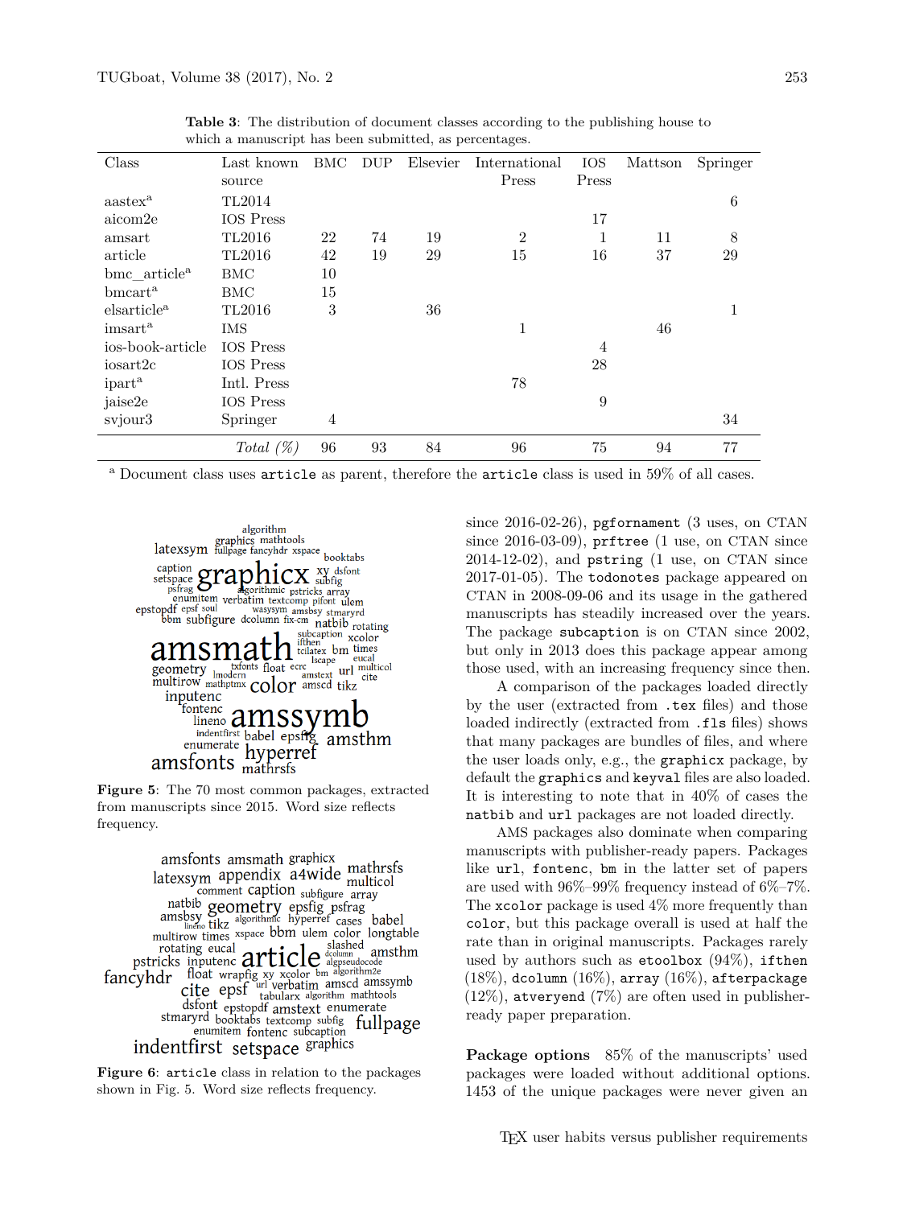**Table 3**: The distribution of document classes according to the publishing house to which a manuscript has been submitted, as percentages.

| Class | Last known source | BMC | DUP | Elsevier | International Press | IOS Press | Mattson | Springer |
|---|---|---|---|---|---|---|---|---|
| aastex[a] | TL2014 | | | | | | | 6 |
| aicom2e | IOS Press | | | | | 17 | | |
| amsart | TL2016 | 22 | 74 | 19 | 2 | 1 | 11 | 8 |
| article | TL2016 | 42 | 19 | 29 | 15 | 16 | 37 | 29 |
| bmc_article[a] | BMC | 10 | | | | | | |
| bmcart[a] | BMC | 15 | | | | | | |
| elsarticle[a] | TL2016 | 3 | | 36 | | | | 1 |
| imsart[a] | IMS | | | | 1 | | 46 | |
| ios-book-article | IOS Press | | | | | 4 | | |
| iosart2c | IOS Press | | | | | 28 | | |
| ipart[a] | Intl. Press | | | | 78 | | | |
| jaise2e | IOS Press | | | | | 9 | | |
| svjour3 | Springer | 4 | | | | | | 34 |
| | *Total (%)* | 96 | 93 | 84 | 96 | 75 | 94 | 77 |

[a] Document class uses `article` as parent, therefore the `article` class is used in 59% of all cases.

**Figure 5**: The 70 most common packages, extracted from manuscripts since 2015. Word size reflects frequency.

**Figure 6**: `article` class in relation to the packages shown in Fig. 5. Word size reflects frequency.

since 2016-02-26), `pgfornament` (3 uses, on CTAN since 2016-03-09), `prftree` (1 use, on CTAN since 2014-12-02), and `pstring` (1 use, on CTAN since 2017-01-05). The `todonotes` package appeared on CTAN in 2008-09-06 and its usage in the gathered manuscripts has steadily increased over the years. The package `subcaption` is on CTAN since 2002, but only in 2013 does this package appear among those used, with an increasing frequency since then.

A comparison of the packages loaded directly by the user (extracted from `.tex` files) and those loaded indirectly (extracted from `.fls` files) shows that many packages are bundles of files, and where the user loads only, e.g., the `graphicx` package, by default the `graphics` and `keyval` files are also loaded. It is interesting to note that in 40% of cases the `natbib` and `url` packages are not loaded directly.

AMS packages also dominate when comparing manuscripts with publisher-ready papers. Packages like `url`, `fontenc`, `bm` in the latter set of papers are used with 96%–99% frequency instead of 6%–7%. The `xcolor` package is used 4% more frequently than `color`, but this package overall is used at half the rate than in original manuscripts. Packages rarely used by authors such as `etoolbox` (94%), `ifthen` (18%), `dcolumn` (16%), `array` (16%), `afterpackage` (12%), `atveryend` (7%) are often used in publisher-ready paper preparation.

**Package options** 85% of the manuscripts' used packages were loaded without additional options. 1453 of the unique packages were never given an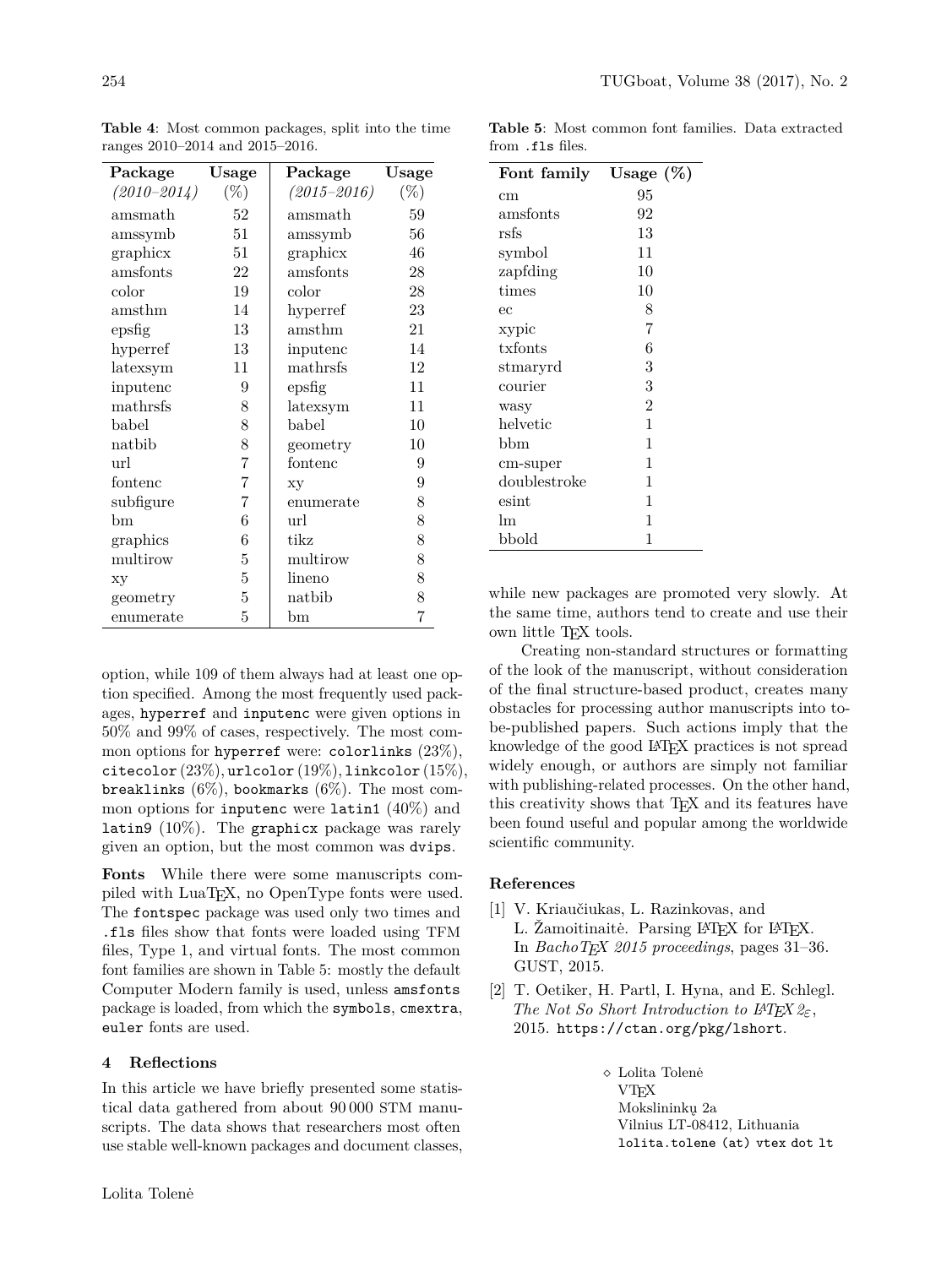**Table 4**: Most common packages, split into the time ranges 2010–2014 and 2015–2016.

| Package *(2010–2014)* | Usage (%) | Package *(2015–2016)* | Usage (%) |
|---|---|---|---|
| amsmath | 52 | amsmath | 59 |
| amssymb | 51 | amssymb | 56 |
| graphicx | 51 | graphicx | 46 |
| amsfonts | 22 | amsfonts | 28 |
| color | 19 | color | 28 |
| amsthm | 14 | hyperref | 23 |
| epsfig | 13 | amsthm | 21 |
| hyperref | 13 | inputenc | 14 |
| latexsym | 11 | mathrsfs | 12 |
| inputenc | 9 | epsfig | 11 |
| mathrsfs | 8 | latexsym | 11 |
| babel | 8 | babel | 10 |
| natbib | 8 | geometry | 10 |
| url | 7 | fontenc | 9 |
| fontenc | 7 | xy | 9 |
| subfigure | 7 | enumerate | 8 |
| bm | 6 | url | 8 |
| graphics | 6 | tikz | 8 |
| multirow | 5 | multirow | 8 |
| xy | 5 | lineno | 8 |
| geometry | 5 | natbib | 8 |
| enumerate | 5 | bm | 7 |

option, while 109 of them always had at least one option specified. Among the most frequently used packages, `hyperref` and `inputenc` were given options in 50% and 99% of cases, respectively. The most common options for `hyperref` were: `colorlinks` (23%), `citecolor` (23%), `urlcolor` (19%), `linkcolor` (15%), `breaklinks` (6%), `bookmarks` (6%). The most common options for `inputenc` were `latin1` (40%) and `latin9` (10%). The `graphicx` package was rarely given an option, but the most common was `dvips`.

**Fonts** While there were some manuscripts compiled with LuaTEX, no OpenType fonts were used. The `fontspec` package was used only two times and `.fls` files show that fonts were loaded using TFM files, Type 1, and virtual fonts. The most common font families are shown in Table 5: mostly the default Computer Modern family is used, unless `amsfonts` package is loaded, from which the `symbols`, `cmextra`, `euler` fonts are used.

## 4 Reflections

In this article we have briefly presented some statistical data gathered from about 90 000 STM manuscripts. The data shows that researchers most often use stable well-known packages and document classes, while new packages are promoted very slowly. At the same time, authors tend to create and use their own little TEX tools.

Creating non-standard structures or formatting of the look of the manuscript, without consideration of the final structure-based product, creates many obstacles for processing author manuscripts into to-be-published papers. Such actions imply that the knowledge of the good LATEX practices is not spread widely enough, or authors are simply not familiar with publishing-related processes. On the other hand, this creativity shows that TEX and its features have been found useful and popular among the worldwide scientific community.

**Table 5**: Most common font families. Data extracted from `.fls` files.

| Font family | Usage (%) |
|---|---|
| cm | 95 |
| amsfonts | 92 |
| rsfs | 13 |
| symbol | 11 |
| zapfding | 10 |
| times | 10 |
| ec | 8 |
| xypic | 7 |
| txfonts | 6 |
| stmaryrd | 3 |
| courier | 3 |
| wasy | 2 |
| helvetic | 1 |
| bbm | 1 |
| cm-super | 1 |
| doublestroke | 1 |
| esint | 1 |
| lm | 1 |
| bbold | 1 |

## References

[1] V. Kriaučiukas, L. Razinkovas, and L. Žamoitinaitė. Parsing LATEX for LATEX. In *BachoTEX 2015 proceedings*, pages 31–36. GUST, 2015.

[2] T. Oetiker, H. Partl, I. Hyna, and E. Schlegl. *The Not So Short Introduction to LATEX 2ε*, 2015. `https://ctan.org/pkg/lshort`.

◇ Lolita Tolenė
VTEX
Mokslininkų 2a
Vilnius LT-08412, Lithuania
`lolita.tolene (at) vtex dot lt`